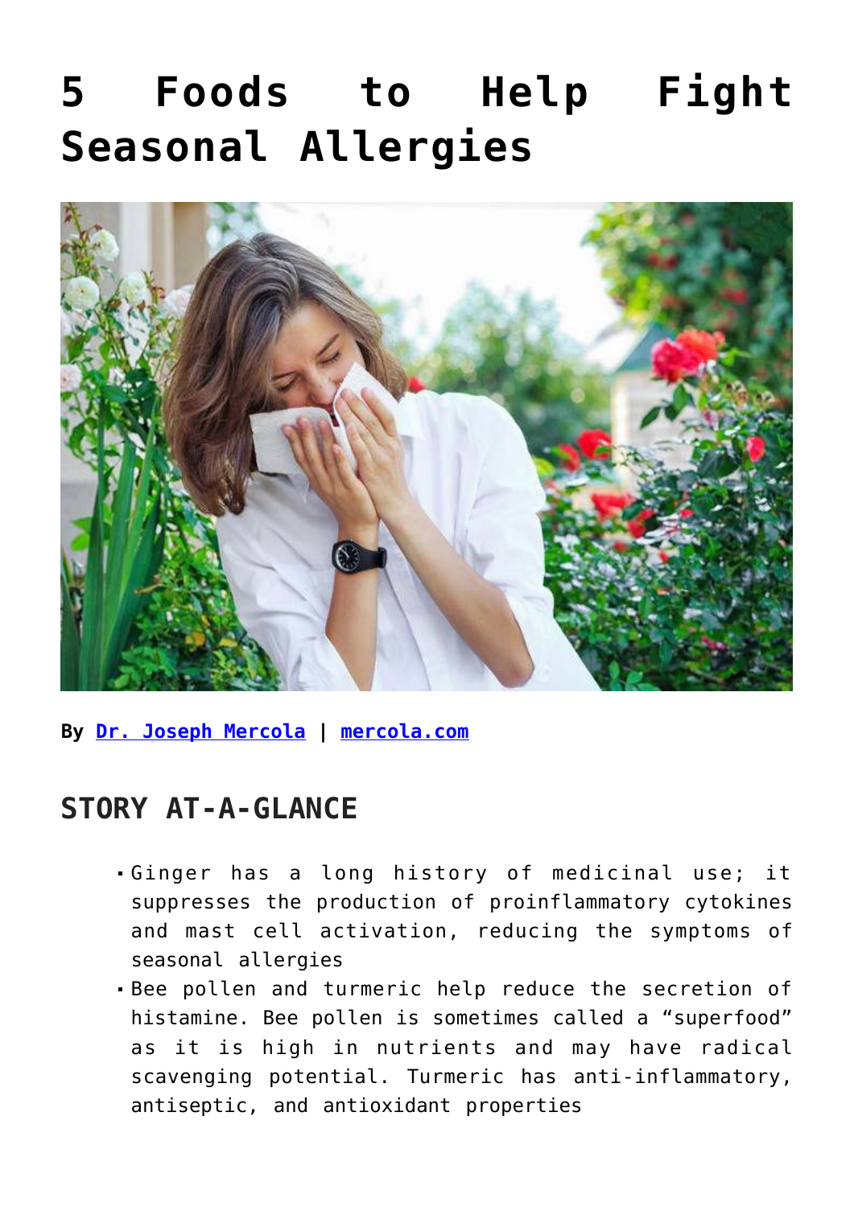# 5 Foods to Help Fight Seasonal Allergies

**By Dr. Joseph Mercola | mercola.com**

## STORY AT-A-GLANCE

- Ginger has a long history of medicinal use; it suppresses the production of proinflammatory cytokines and mast cell activation, reducing the symptoms of seasonal allergies
- Bee pollen and turmeric help reduce the secretion of histamine. Bee pollen is sometimes called a "superfood" as it is high in nutrients and may have radical scavenging potential. Turmeric has anti-inflammatory, antiseptic, and antioxidant properties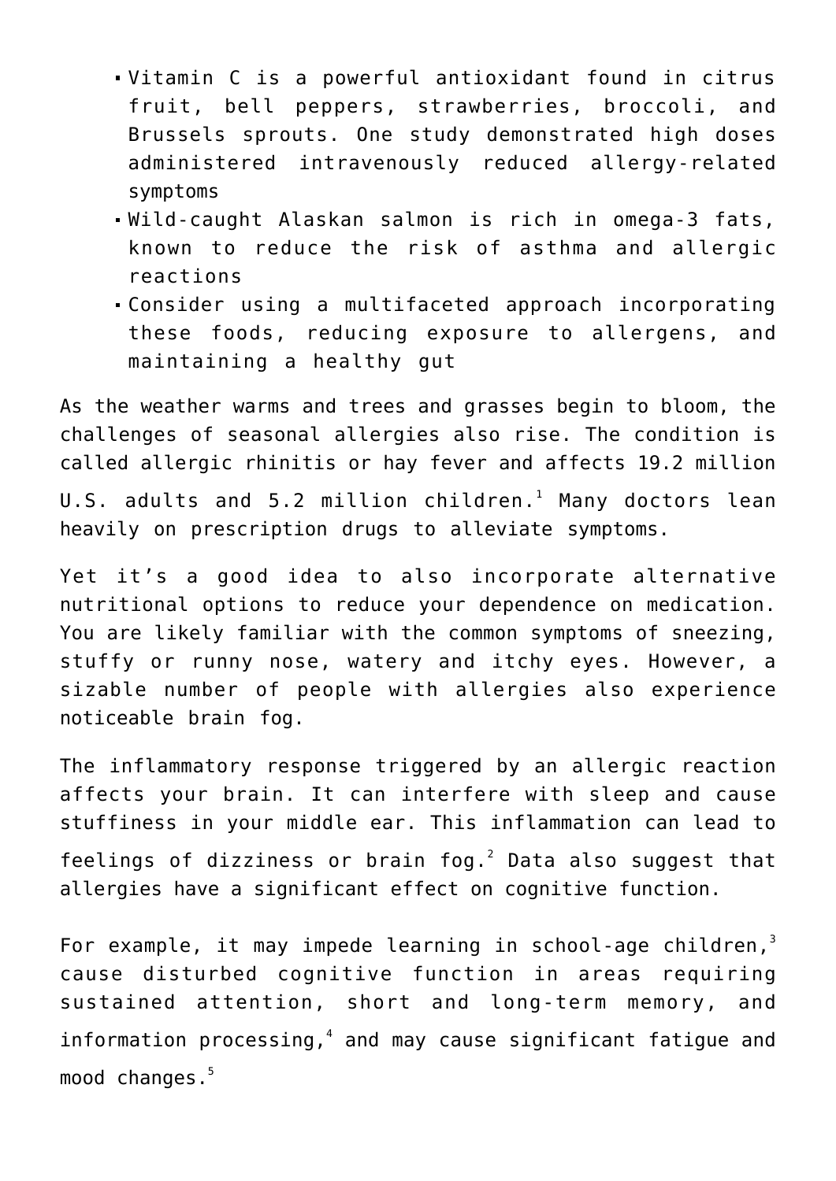- Vitamin C is a powerful antioxidant found in citrus fruit, bell peppers, strawberries, broccoli, and Brussels sprouts. One study demonstrated high doses administered intravenously reduced allergy-related symptoms
- Wild-caught Alaskan salmon is rich in omega-3 fats, known to reduce the risk of asthma and allergic reactions
- Consider using a multifaceted approach incorporating these foods, reducing exposure to allergens, and maintaining a healthy gut

As the weather warms and trees and grasses begin to bloom, the challenges of seasonal allergies also rise. The condition is called allergic rhinitis or hay fever and affects 19.2 million U.S. adults and 5.2 million children.[1] Many doctors lean heavily on prescription drugs to alleviate symptoms.

Yet it's a good idea to also incorporate alternative nutritional options to reduce your dependence on medication. You are likely familiar with the common symptoms of sneezing, stuffy or runny nose, watery and itchy eyes. However, a sizable number of people with allergies also experience noticeable brain fog.

The inflammatory response triggered by an allergic reaction affects your brain. It can interfere with sleep and cause stuffiness in your middle ear. This inflammation can lead to feelings of dizziness or brain fog.[2] Data also suggest that allergies have a significant effect on cognitive function.

For example, it may impede learning in school-age children,[3] cause disturbed cognitive function in areas requiring sustained attention, short and long-term memory, and information processing,[4] and may cause significant fatigue and mood changes.[5]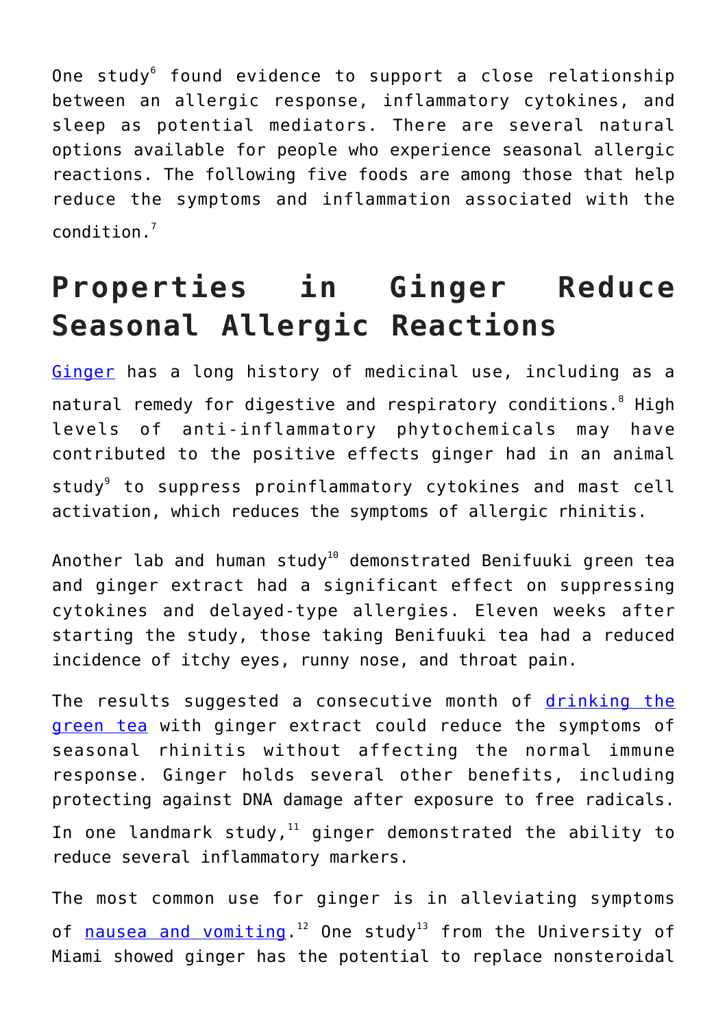One study[6] found evidence to support a close relationship between an allergic response, inflammatory cytokines, and sleep as potential mediators. There are several natural options available for people who experience seasonal allergic reactions. The following five foods are among those that help reduce the symptoms and inflammation associated with the condition.[7]

## Properties in Ginger Reduce Seasonal Allergic Reactions

[Ginger](#) has a long history of medicinal use, including as a natural remedy for digestive and respiratory conditions.[8] High levels of anti-inflammatory phytochemicals may have contributed to the positive effects ginger had in an animal study[9] to suppress proinflammatory cytokines and mast cell activation, which reduces the symptoms of allergic rhinitis.

Another lab and human study[10] demonstrated Benifuuki green tea and ginger extract had a significant effect on suppressing cytokines and delayed-type allergies. Eleven weeks after starting the study, those taking Benifuuki tea had a reduced incidence of itchy eyes, runny nose, and throat pain.

The results suggested a consecutive month of [drinking the green tea](#) with ginger extract could reduce the symptoms of seasonal rhinitis without affecting the normal immune response. Ginger holds several other benefits, including protecting against DNA damage after exposure to free radicals. In one landmark study,[11] ginger demonstrated the ability to reduce several inflammatory markers.

The most common use for ginger is in alleviating symptoms of [nausea and vomiting](#).[12] One study[13] from the University of Miami showed ginger has the potential to replace nonsteroidal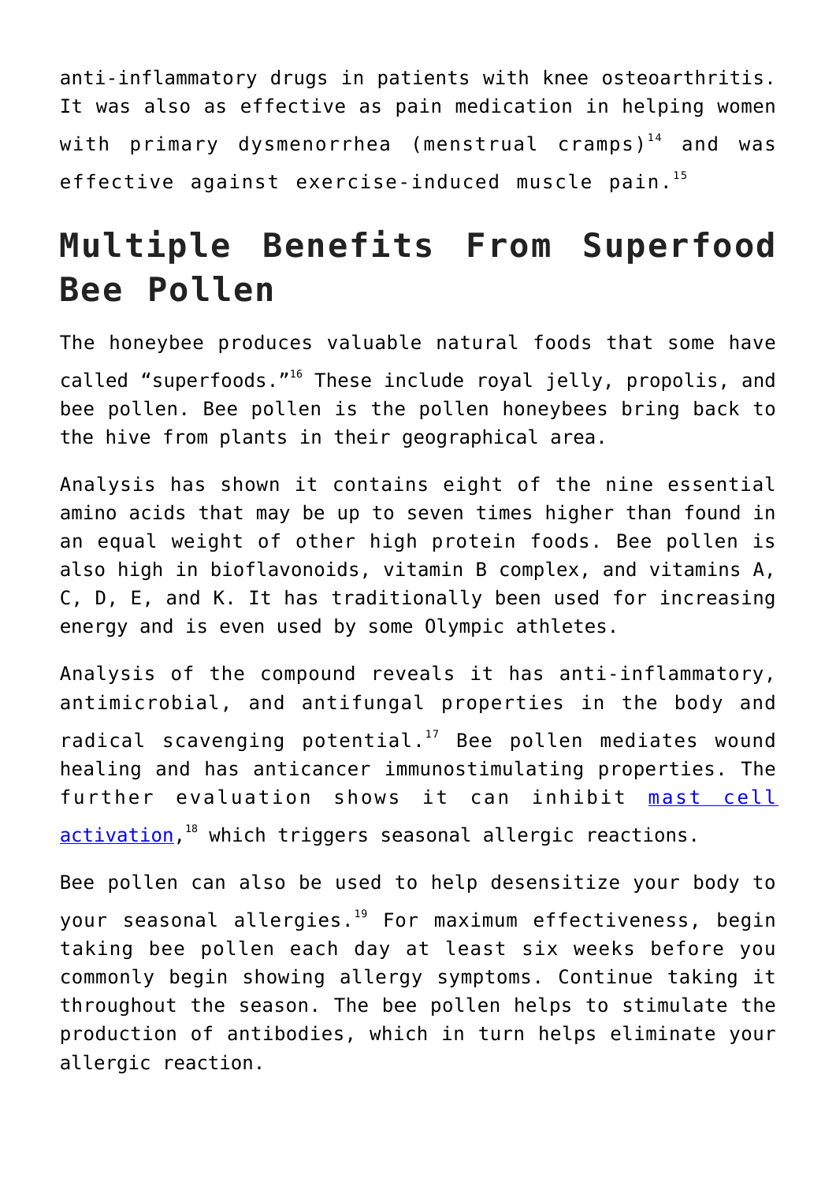anti-inflammatory drugs in patients with knee osteoarthritis. It was also as effective as pain medication in helping women with primary dysmenorrhea (menstrual cramps)[14] and was effective against exercise-induced muscle pain.[15]

## Multiple Benefits From Superfood Bee Pollen

The honeybee produces valuable natural foods that some have called "superfoods."[16] These include royal jelly, propolis, and bee pollen. Bee pollen is the pollen honeybees bring back to the hive from plants in their geographical area.

Analysis has shown it contains eight of the nine essential amino acids that may be up to seven times higher than found in an equal weight of other high protein foods. Bee pollen is also high in bioflavonoids, vitamin B complex, and vitamins A, C, D, E, and K. It has traditionally been used for increasing energy and is even used by some Olympic athletes.

Analysis of the compound reveals it has anti-inflammatory, antimicrobial, and antifungal properties in the body and radical scavenging potential.[17] Bee pollen mediates wound healing and has anticancer immunostimulating properties. The further evaluation shows it can inhibit mast cell activation,[18] which triggers seasonal allergic reactions.

Bee pollen can also be used to help desensitize your body to your seasonal allergies.[19] For maximum effectiveness, begin taking bee pollen each day at least six weeks before you commonly begin showing allergy symptoms. Continue taking it throughout the season. The bee pollen helps to stimulate the production of antibodies, which in turn helps eliminate your allergic reaction.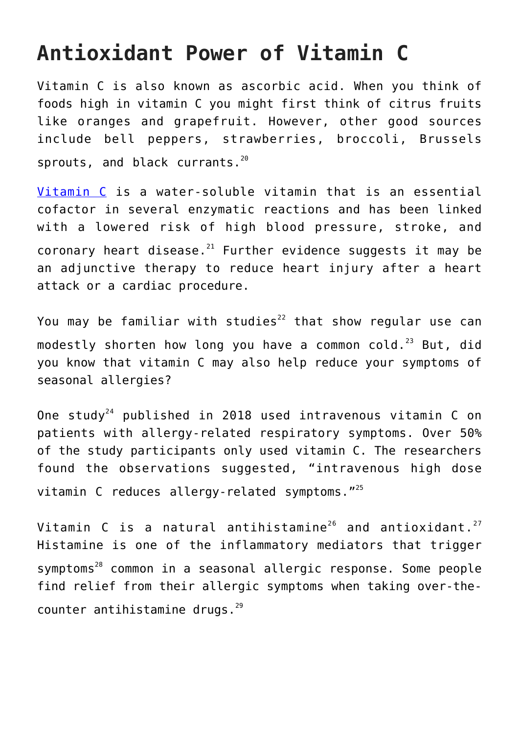# Antioxidant Power of Vitamin C

Vitamin C is also known as ascorbic acid. When you think of foods high in vitamin C you might first think of citrus fruits like oranges and grapefruit. However, other good sources include bell peppers, strawberries, broccoli, Brussels sprouts, and black currants.[20]

Vitamin C is a water-soluble vitamin that is an essential cofactor in several enzymatic reactions and has been linked with a lowered risk of high blood pressure, stroke, and coronary heart disease.[21] Further evidence suggests it may be an adjunctive therapy to reduce heart injury after a heart attack or a cardiac procedure.

You may be familiar with studies[22] that show regular use can modestly shorten how long you have a common cold.[23] But, did you know that vitamin C may also help reduce your symptoms of seasonal allergies?

One study[24] published in 2018 used intravenous vitamin C on patients with allergy-related respiratory symptoms. Over 50% of the study participants only used vitamin C. The researchers found the observations suggested, "intravenous high dose vitamin C reduces allergy-related symptoms."[25]

Vitamin C is a natural antihistamine[26] and antioxidant.[27] Histamine is one of the inflammatory mediators that trigger symptoms[28] common in a seasonal allergic response. Some people find relief from their allergic symptoms when taking over-the-counter antihistamine drugs.[29]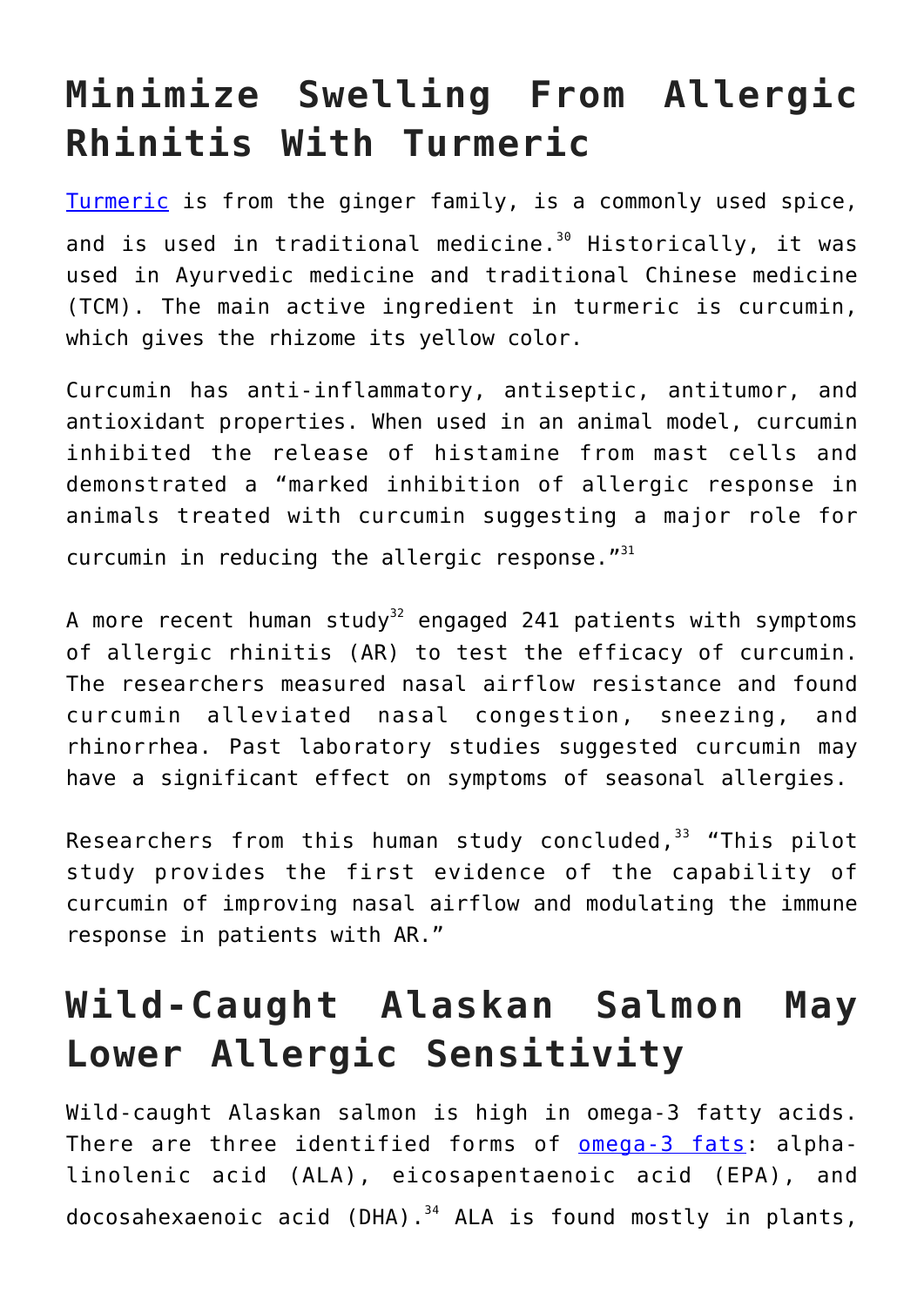## Minimize Swelling From Allergic Rhinitis With Turmeric

Turmeric is from the ginger family, is a commonly used spice, and is used in traditional medicine.[30] Historically, it was used in Ayurvedic medicine and traditional Chinese medicine (TCM). The main active ingredient in turmeric is curcumin, which gives the rhizome its yellow color.

Curcumin has anti-inflammatory, antiseptic, antitumor, and antioxidant properties. When used in an animal model, curcumin inhibited the release of histamine from mast cells and demonstrated a "marked inhibition of allergic response in animals treated with curcumin suggesting a major role for curcumin in reducing the allergic response."[31]

A more recent human study[32] engaged 241 patients with symptoms of allergic rhinitis (AR) to test the efficacy of curcumin. The researchers measured nasal airflow resistance and found curcumin alleviated nasal congestion, sneezing, and rhinorrhea. Past laboratory studies suggested curcumin may have a significant effect on symptoms of seasonal allergies.

Researchers from this human study concluded,[33] "This pilot study provides the first evidence of the capability of curcumin of improving nasal airflow and modulating the immune response in patients with AR."

## Wild-Caught Alaskan Salmon May Lower Allergic Sensitivity

Wild-caught Alaskan salmon is high in omega-3 fatty acids. There are three identified forms of omega-3 fats: alpha-linolenic acid (ALA), eicosapentaenoic acid (EPA), and docosahexaenoic acid (DHA).[34] ALA is found mostly in plants,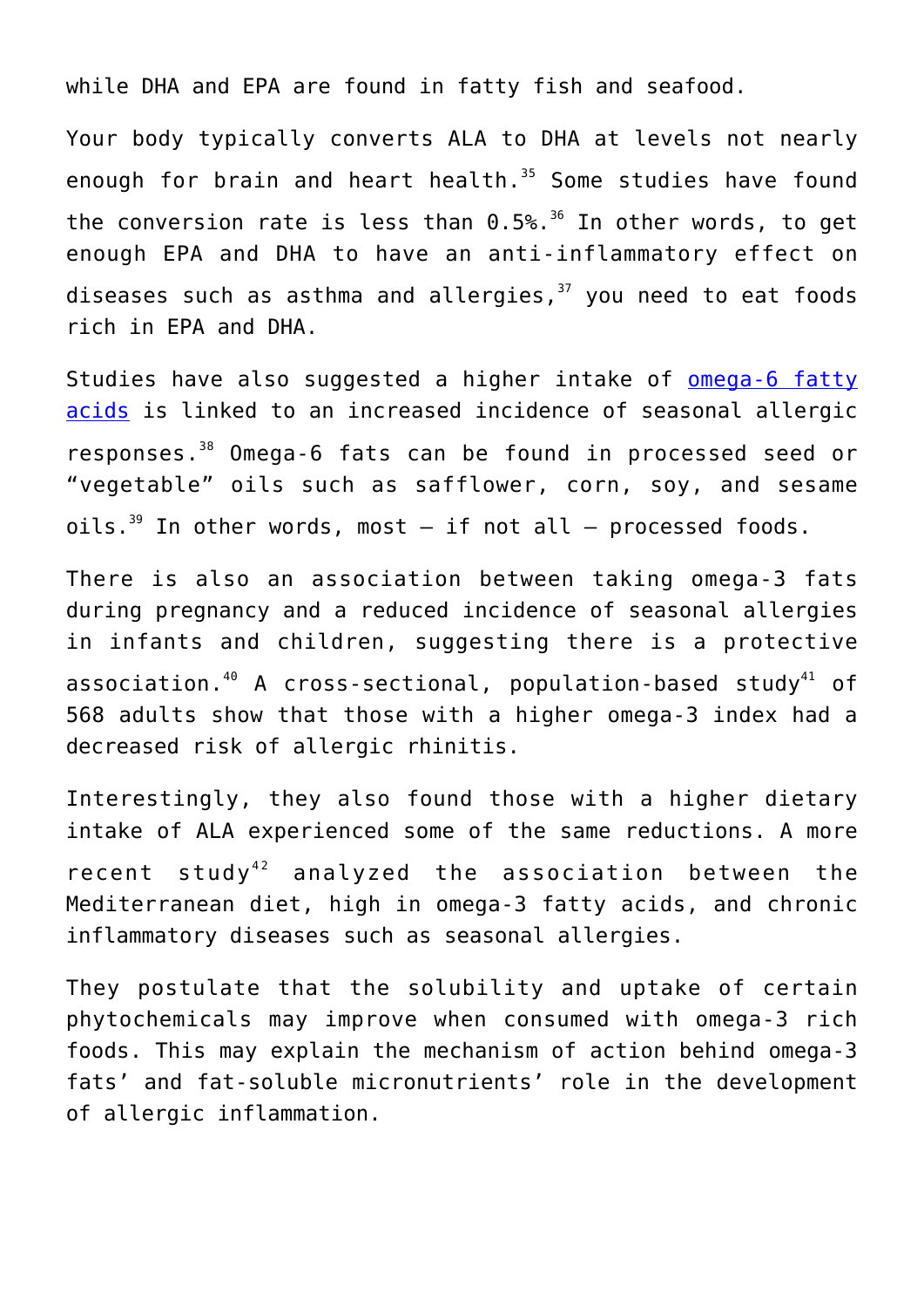while DHA and EPA are found in fatty fish and seafood.

Your body typically converts ALA to DHA at levels not nearly enough for brain and heart health.[35] Some studies have found the conversion rate is less than 0.5%.[36] In other words, to get enough EPA and DHA to have an anti-inflammatory effect on diseases such as asthma and allergies,[37] you need to eat foods rich in EPA and DHA.

Studies have also suggested a higher intake of omega-6 fatty acids is linked to an increased incidence of seasonal allergic responses.[38] Omega-6 fats can be found in processed seed or "vegetable" oils such as safflower, corn, soy, and sesame oils.[39] In other words, most — if not all — processed foods.

There is also an association between taking omega-3 fats during pregnancy and a reduced incidence of seasonal allergies in infants and children, suggesting there is a protective association.[40] A cross-sectional, population-based study[41] of 568 adults show that those with a higher omega-3 index had a decreased risk of allergic rhinitis.

Interestingly, they also found those with a higher dietary intake of ALA experienced some of the same reductions. A more recent study[42] analyzed the association between the Mediterranean diet, high in omega-3 fatty acids, and chronic inflammatory diseases such as seasonal allergies.

They postulate that the solubility and uptake of certain phytochemicals may improve when consumed with omega-3 rich foods. This may explain the mechanism of action behind omega-3 fats' and fat-soluble micronutrients' role in the development of allergic inflammation.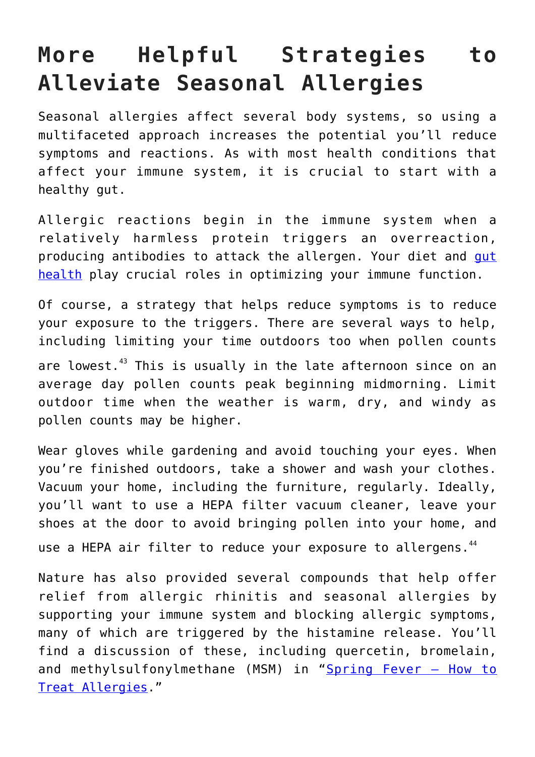# More Helpful Strategies to Alleviate Seasonal Allergies

Seasonal allergies affect several body systems, so using a multifaceted approach increases the potential you'll reduce symptoms and reactions. As with most health conditions that affect your immune system, it is crucial to start with a healthy gut.

Allergic reactions begin in the immune system when a relatively harmless protein triggers an overreaction, producing antibodies to attack the allergen. Your diet and [gut health](gut health) play crucial roles in optimizing your immune function.

Of course, a strategy that helps reduce symptoms is to reduce your exposure to the triggers. There are several ways to help, including limiting your time outdoors too when pollen counts are lowest.[43] This is usually in the late afternoon since on an average day pollen counts peak beginning midmorning. Limit outdoor time when the weather is warm, dry, and windy as pollen counts may be higher.

Wear gloves while gardening and avoid touching your eyes. When you're finished outdoors, take a shower and wash your clothes. Vacuum your home, including the furniture, regularly. Ideally, you'll want to use a HEPA filter vacuum cleaner, leave your shoes at the door to avoid bringing pollen into your home, and use a HEPA air filter to reduce your exposure to allergens.[44]

Nature has also provided several compounds that help offer relief from allergic rhinitis and seasonal allergies by supporting your immune system and blocking allergic symptoms, many of which are triggered by the histamine release. You'll find a discussion of these, including quercetin, bromelain, and methylsulfonylmethane (MSM) in "Spring Fever — How to Treat Allergies."